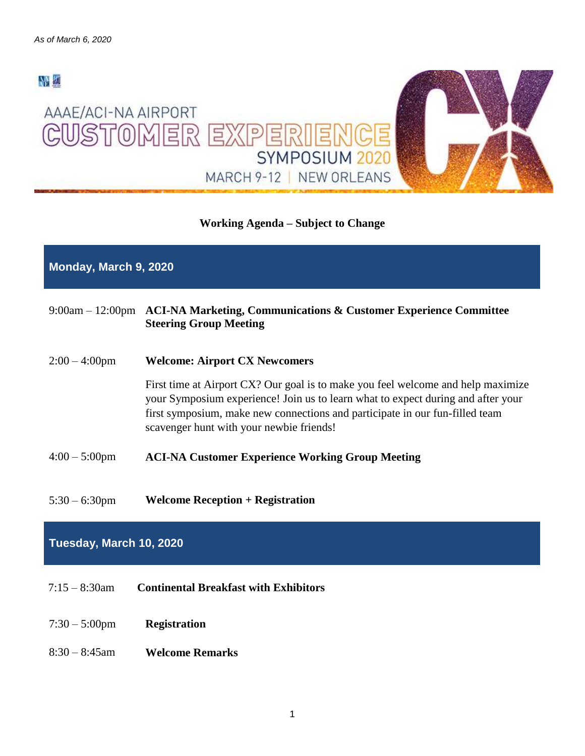*As of March 6, 2020*

# AAAE/ACI-NA AIRPORT CUSTOMER EXPERIENCE SYMPOSIUM 2020

MARCH 9-12 | NEW ORLEANS

**Working Agenda – Subject to Change**

## Monday, March 9, 2020

9:00am – 12:00pm **ACI-NA Marketing, Communications & Customer Experience Committee Steering Group Meeting**

2:00 – 4:00pm **Welcome: Airport CX Newcomers**

First time at Airport CX? Our goal is to make you feel welcome and help maximize your Symposium experience! Join us to learn what to expect during and after your first symposium, make new connections and participate in our fun-filled team scavenger hunt with your newbie friends!

4:00 – 5:00pm **ACI-NA Customer Experience Working Group Meeting**

5:30 – 6:30pm **Welcome Reception + Registration**

## Tuesday, March 10, 2020

7:15 – 8:30am **Continental Breakfast with Exhibitors**

7:30 – 5:00pm **Registration**

8:30 – 8:45am **Welcome Remarks**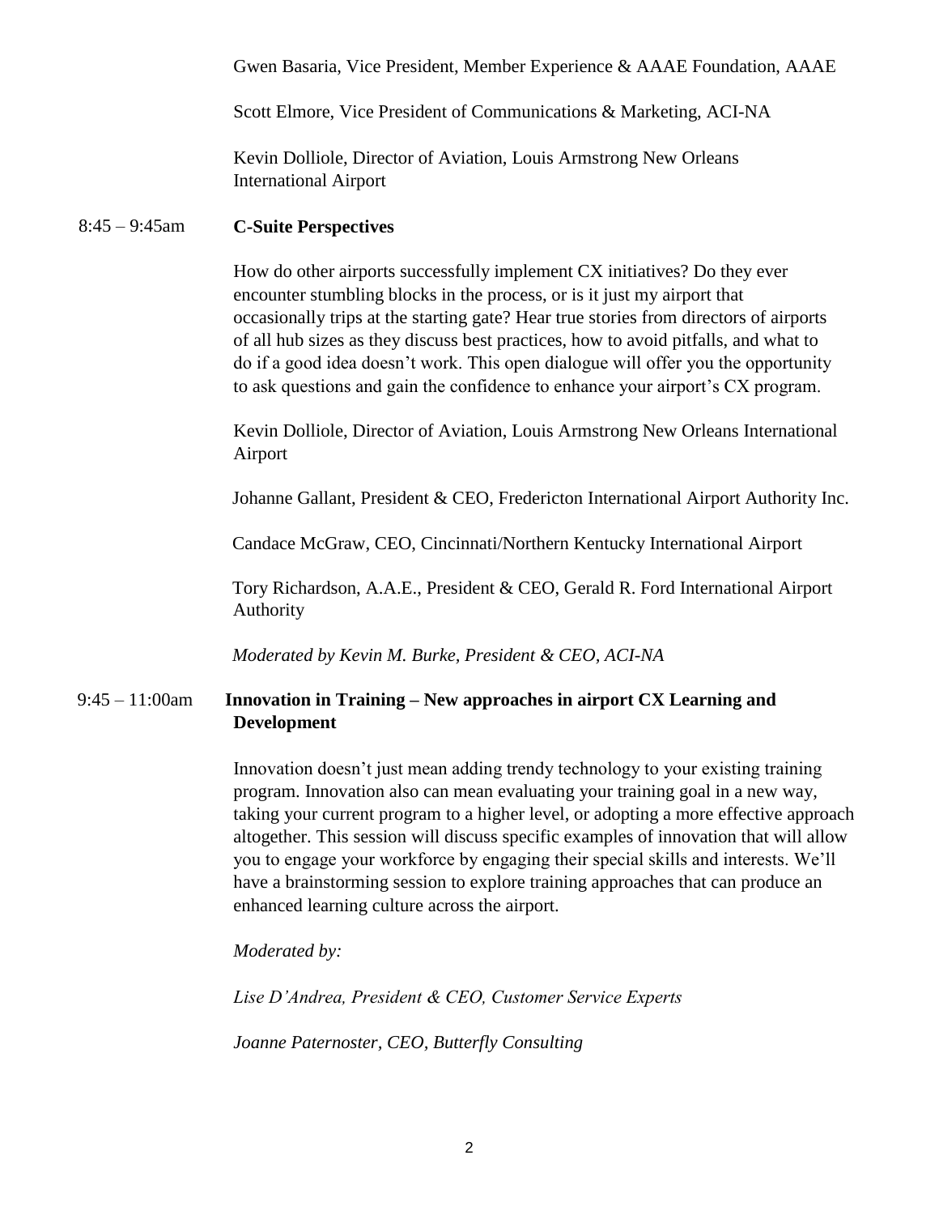Gwen Basaria, Vice President, Member Experience & AAAE Foundation, AAAE

Scott Elmore, Vice President of Communications & Marketing, ACI-NA

Kevin Dolliole, Director of Aviation, Louis Armstrong New Orleans International Airport

8:45 – 9:45am **C-Suite Perspectives**

How do other airports successfully implement CX initiatives? Do they ever encounter stumbling blocks in the process, or is it just my airport that occasionally trips at the starting gate? Hear true stories from directors of airports of all hub sizes as they discuss best practices, how to avoid pitfalls, and what to do if a good idea doesn't work. This open dialogue will offer you the opportunity to ask questions and gain the confidence to enhance your airport's CX program.

Kevin Dolliole, Director of Aviation, Louis Armstrong New Orleans International Airport

Johanne Gallant, President & CEO, Fredericton International Airport Authority Inc.

Candace McGraw, CEO, Cincinnati/Northern Kentucky International Airport

Tory Richardson, A.A.E., President & CEO, Gerald R. Ford International Airport Authority

*Moderated by Kevin M. Burke, President & CEO, ACI-NA*

9:45 – 11:00am **Innovation in Training – New approaches in airport CX Learning and Development**

Innovation doesn't just mean adding trendy technology to your existing training program. Innovation also can mean evaluating your training goal in a new way, taking your current program to a higher level, or adopting a more effective approach altogether. This session will discuss specific examples of innovation that will allow you to engage your workforce by engaging their special skills and interests. We'll have a brainstorming session to explore training approaches that can produce an enhanced learning culture across the airport.

*Moderated by:*

*Lise D'Andrea, President & CEO, Customer Service Experts*

*Joanne Paternoster, CEO, Butterfly Consulting*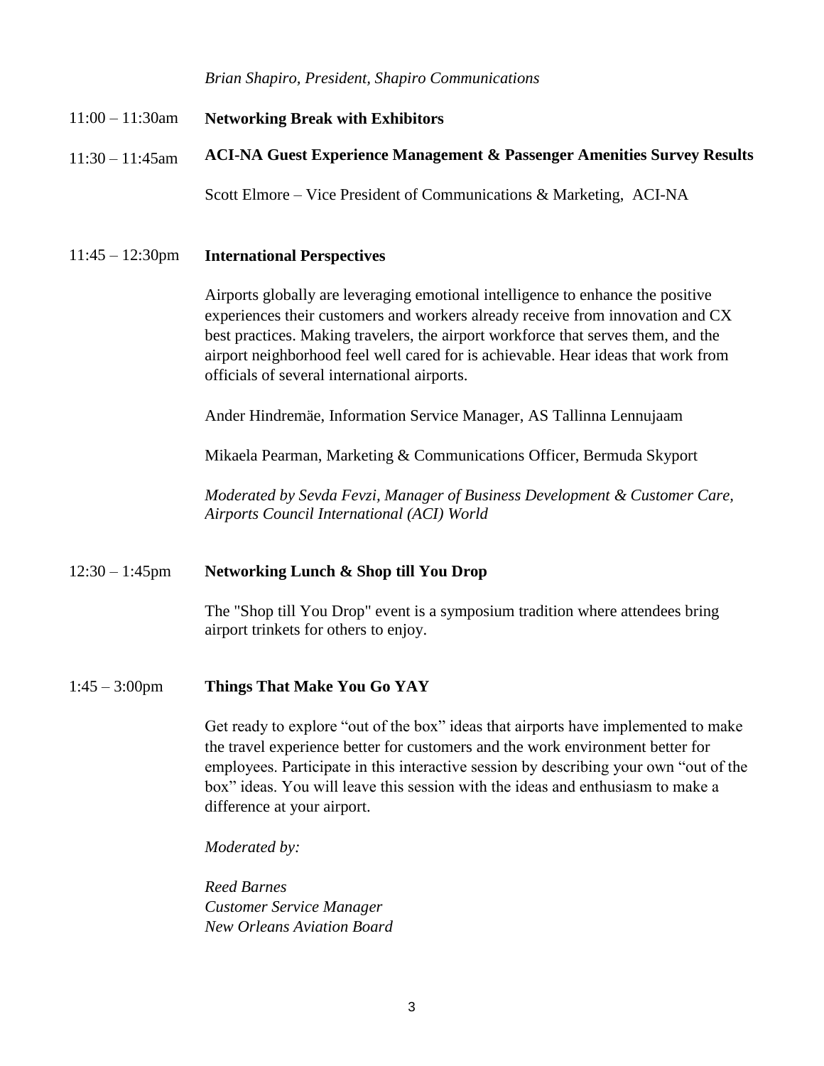*Brian Shapiro, President, Shapiro Communications*

11:00 – 11:30am **Networking Break with Exhibitors**

11:30 – 11:45am **ACI-NA Guest Experience Management & Passenger Amenities Survey Results**

Scott Elmore – Vice President of Communications & Marketing, ACI-NA

11:45 – 12:30pm **International Perspectives**

Airports globally are leveraging emotional intelligence to enhance the positive experiences their customers and workers already receive from innovation and CX best practices. Making travelers, the airport workforce that serves them, and the airport neighborhood feel well cared for is achievable. Hear ideas that work from officials of several international airports.

Ander Hindremäe, Information Service Manager, AS Tallinna Lennujaam

Mikaela Pearman, Marketing & Communications Officer, Bermuda Skyport

*Moderated by Sevda Fevzi, Manager of Business Development & Customer Care, Airports Council International (ACI) World*

12:30 – 1:45pm **Networking Lunch & Shop till You Drop**

The "Shop till You Drop" event is a symposium tradition where attendees bring airport trinkets for others to enjoy.

1:45 – 3:00pm **Things That Make You Go YAY**

Get ready to explore "out of the box" ideas that airports have implemented to make the travel experience better for customers and the work environment better for employees. Participate in this interactive session by describing your own "out of the box" ideas. You will leave this session with the ideas and enthusiasm to make a difference at your airport.

*Moderated by:*

*Reed Barnes*
*Customer Service Manager*
*New Orleans Aviation Board*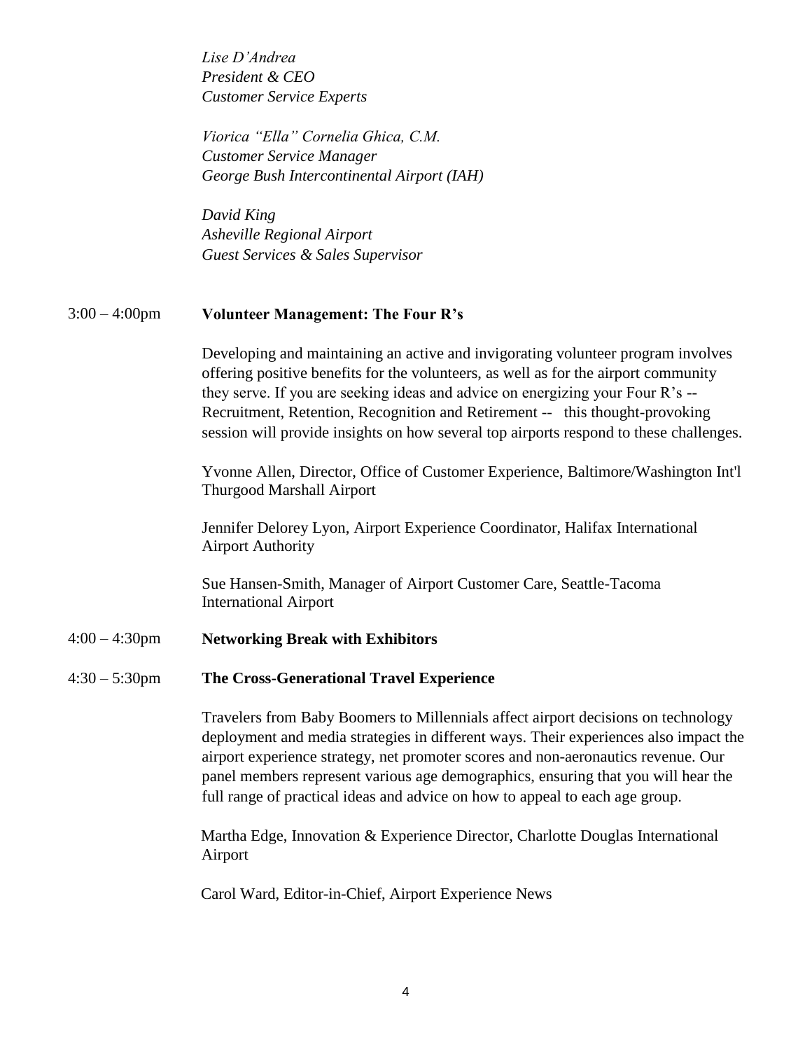*Lise D'Andrea*
*President & CEO*
*Customer Service Experts*

*Viorica "Ella" Cornelia Ghica, C.M.*
*Customer Service Manager*
*George Bush Intercontinental Airport (IAH)*

*David King*
*Asheville Regional Airport*
*Guest Services & Sales Supervisor*

3:00 – 4:00pm **Volunteer Management: The Four R's**

Developing and maintaining an active and invigorating volunteer program involves offering positive benefits for the volunteers, as well as for the airport community they serve. If you are seeking ideas and advice on energizing your Four R's -- Recruitment, Retention, Recognition and Retirement -- this thought-provoking session will provide insights on how several top airports respond to these challenges.

Yvonne Allen, Director, Office of Customer Experience, Baltimore/Washington Int'l Thurgood Marshall Airport

Jennifer Delorey Lyon, Airport Experience Coordinator, Halifax International Airport Authority

Sue Hansen-Smith, Manager of Airport Customer Care, Seattle-Tacoma International Airport

4:00 – 4:30pm **Networking Break with Exhibitors**

4:30 – 5:30pm **The Cross-Generational Travel Experience**

Travelers from Baby Boomers to Millennials affect airport decisions on technology deployment and media strategies in different ways. Their experiences also impact the airport experience strategy, net promoter scores and non-aeronautics revenue. Our panel members represent various age demographics, ensuring that you will hear the full range of practical ideas and advice on how to appeal to each age group.

Martha Edge, Innovation & Experience Director, Charlotte Douglas International Airport

Carol Ward, Editor-in-Chief, Airport Experience News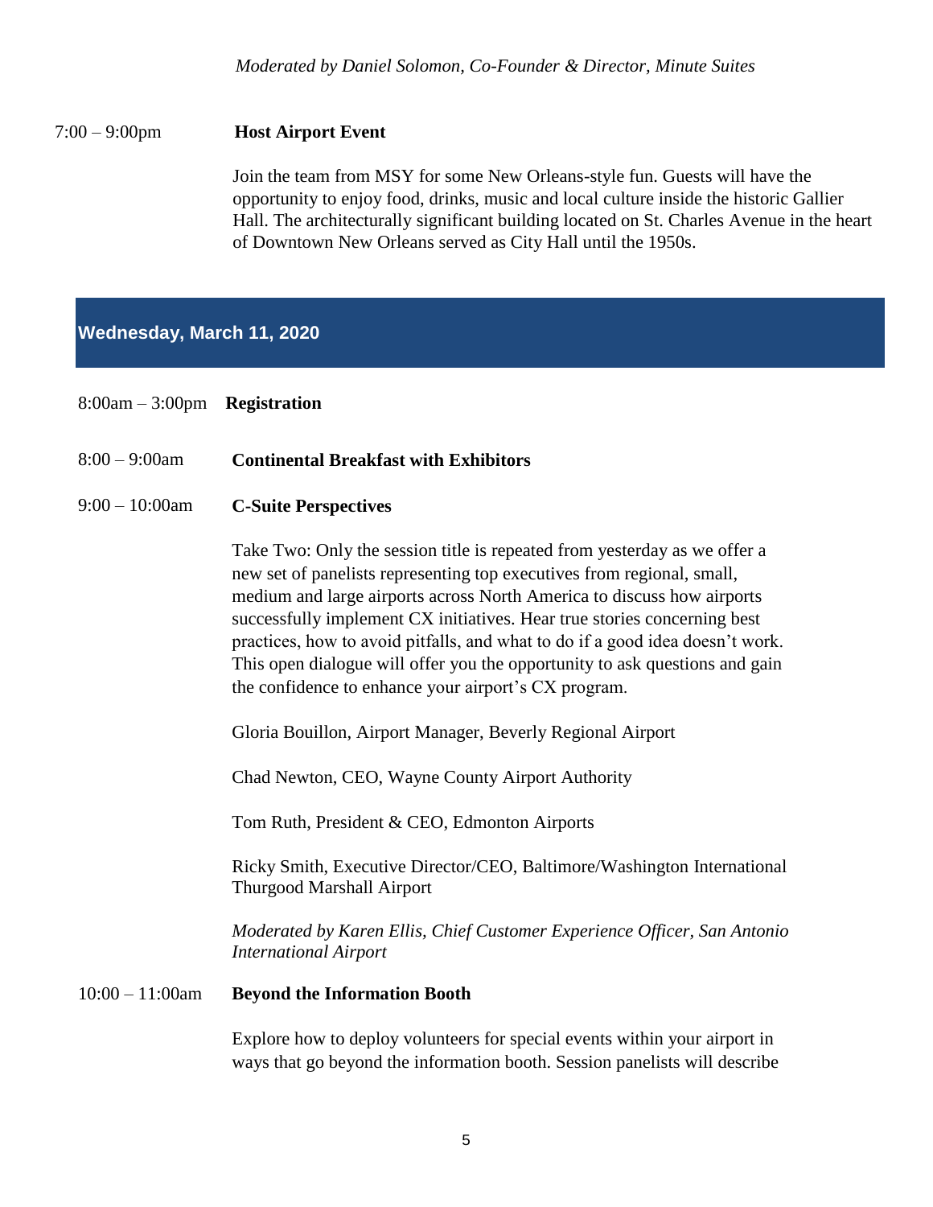*Moderated by Daniel Solomon, Co-Founder & Director, Minute Suites*

7:00 – 9:00pm **Host Airport Event**

Join the team from MSY for some New Orleans-style fun. Guests will have the opportunity to enjoy food, drinks, music and local culture inside the historic Gallier Hall. The architecturally significant building located on St. Charles Avenue in the heart of Downtown New Orleans served as City Hall until the 1950s.

## Wednesday, March 11, 2020

8:00am – 3:00pm **Registration**

8:00 – 9:00am **Continental Breakfast with Exhibitors**

9:00 – 10:00am **C-Suite Perspectives**

Take Two: Only the session title is repeated from yesterday as we offer a new set of panelists representing top executives from regional, small, medium and large airports across North America to discuss how airports successfully implement CX initiatives. Hear true stories concerning best practices, how to avoid pitfalls, and what to do if a good idea doesn't work. This open dialogue will offer you the opportunity to ask questions and gain the confidence to enhance your airport's CX program.

Gloria Bouillon, Airport Manager, Beverly Regional Airport

Chad Newton, CEO, Wayne County Airport Authority

Tom Ruth, President & CEO, Edmonton Airports

Ricky Smith, Executive Director/CEO, Baltimore/Washington International Thurgood Marshall Airport

*Moderated by Karen Ellis, Chief Customer Experience Officer, San Antonio International Airport*

10:00 – 11:00am **Beyond the Information Booth**

Explore how to deploy volunteers for special events within your airport in ways that go beyond the information booth. Session panelists will describe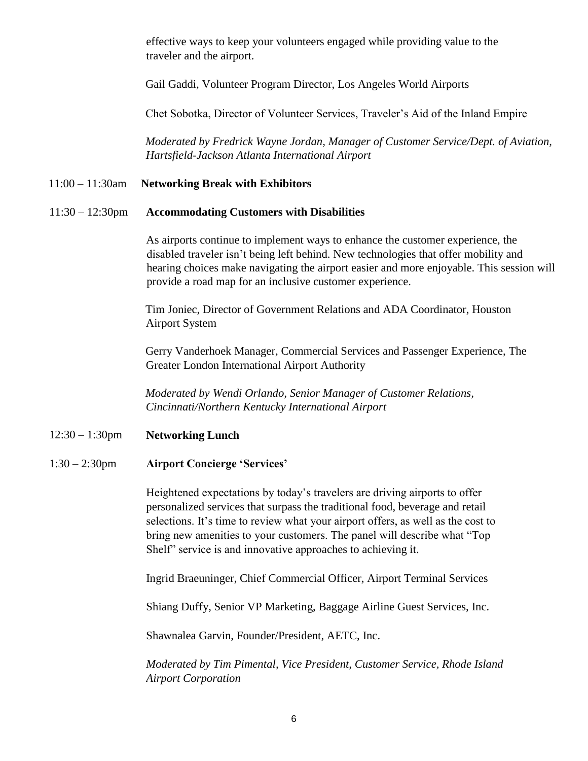effective ways to keep your volunteers engaged while providing value to the traveler and the airport.

Gail Gaddi, Volunteer Program Director, Los Angeles World Airports

Chet Sobotka, Director of Volunteer Services, Traveler's Aid of the Inland Empire

*Moderated by Fredrick Wayne Jordan, Manager of Customer Service/Dept. of Aviation, Hartsfield-Jackson Atlanta International Airport*

11:00 – 11:30am **Networking Break with Exhibitors**

11:30 – 12:30pm **Accommodating Customers with Disabilities**

As airports continue to implement ways to enhance the customer experience, the disabled traveler isn't being left behind. New technologies that offer mobility and hearing choices make navigating the airport easier and more enjoyable. This session will provide a road map for an inclusive customer experience.

Tim Joniec, Director of Government Relations and ADA Coordinator, Houston Airport System

Gerry Vanderhoek Manager, Commercial Services and Passenger Experience, The Greater London International Airport Authority

*Moderated by Wendi Orlando, Senior Manager of Customer Relations, Cincinnati/Northern Kentucky International Airport*

12:30 – 1:30pm **Networking Lunch**

1:30 – 2:30pm **Airport Concierge 'Services'**

Heightened expectations by today's travelers are driving airports to offer personalized services that surpass the traditional food, beverage and retail selections. It's time to review what your airport offers, as well as the cost to bring new amenities to your customers. The panel will describe what "Top Shelf" service is and innovative approaches to achieving it.

Ingrid Braeuninger, Chief Commercial Officer, Airport Terminal Services

Shiang Duffy, Senior VP Marketing, Baggage Airline Guest Services, Inc.

Shawnalea Garvin, Founder/President, AETC, Inc.

*Moderated by Tim Pimental, Vice President, Customer Service, Rhode Island Airport Corporation*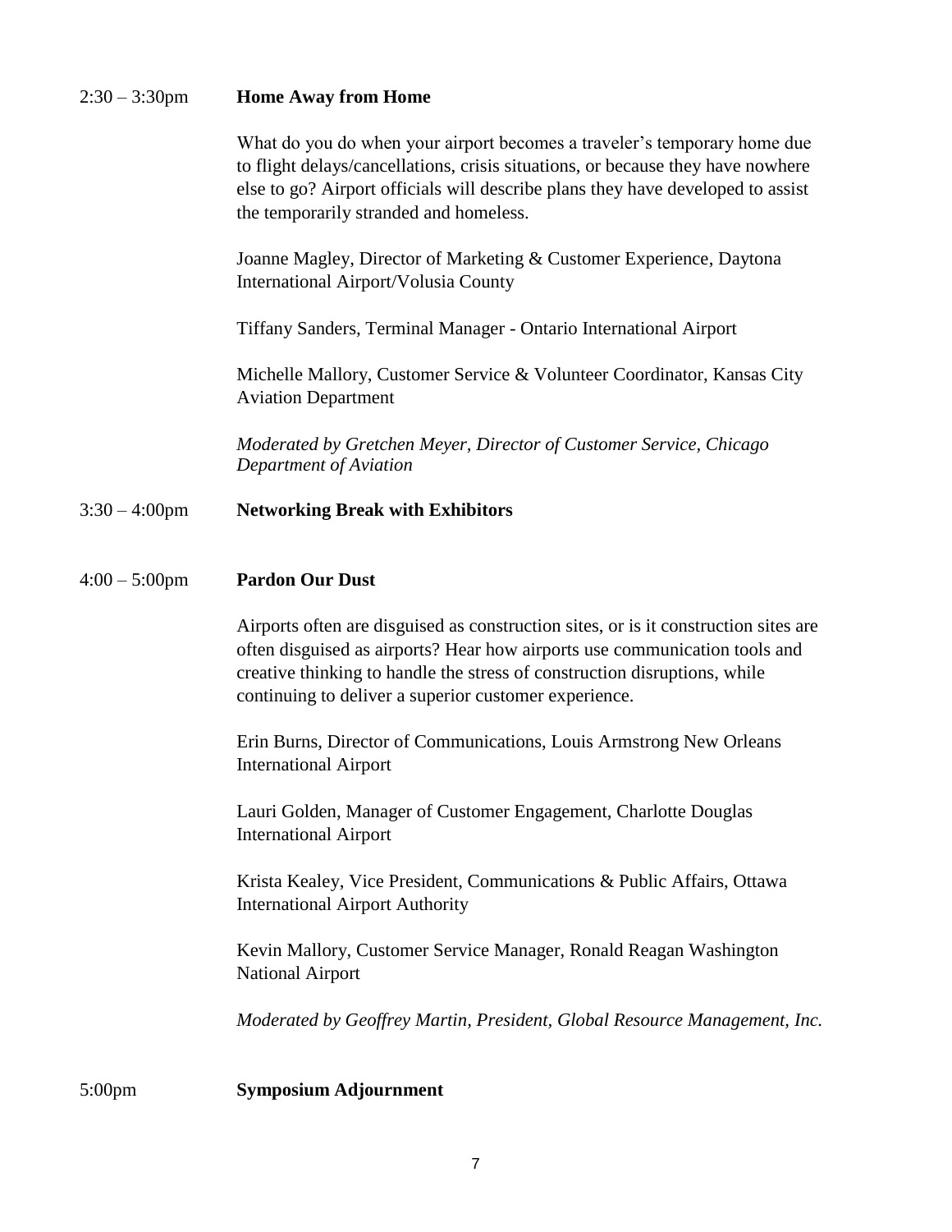2:30 – 3:30pm **Home Away from Home**

What do you do when your airport becomes a traveler's temporary home due to flight delays/cancellations, crisis situations, or because they have nowhere else to go? Airport officials will describe plans they have developed to assist the temporarily stranded and homeless.

Joanne Magley, Director of Marketing & Customer Experience, Daytona International Airport/Volusia County

Tiffany Sanders, Terminal Manager - Ontario International Airport

Michelle Mallory, Customer Service & Volunteer Coordinator, Kansas City Aviation Department

*Moderated by Gretchen Meyer, Director of Customer Service, Chicago Department of Aviation*

3:30 – 4:00pm **Networking Break with Exhibitors**

4:00 – 5:00pm **Pardon Our Dust**

Airports often are disguised as construction sites, or is it construction sites are often disguised as airports? Hear how airports use communication tools and creative thinking to handle the stress of construction disruptions, while continuing to deliver a superior customer experience.

Erin Burns, Director of Communications, Louis Armstrong New Orleans International Airport

Lauri Golden, Manager of Customer Engagement, Charlotte Douglas International Airport

Krista Kealey, Vice President, Communications & Public Affairs, Ottawa International Airport Authority

Kevin Mallory, Customer Service Manager, Ronald Reagan Washington National Airport

*Moderated by Geoffrey Martin, President, Global Resource Management, Inc.*

5:00pm **Symposium Adjournment**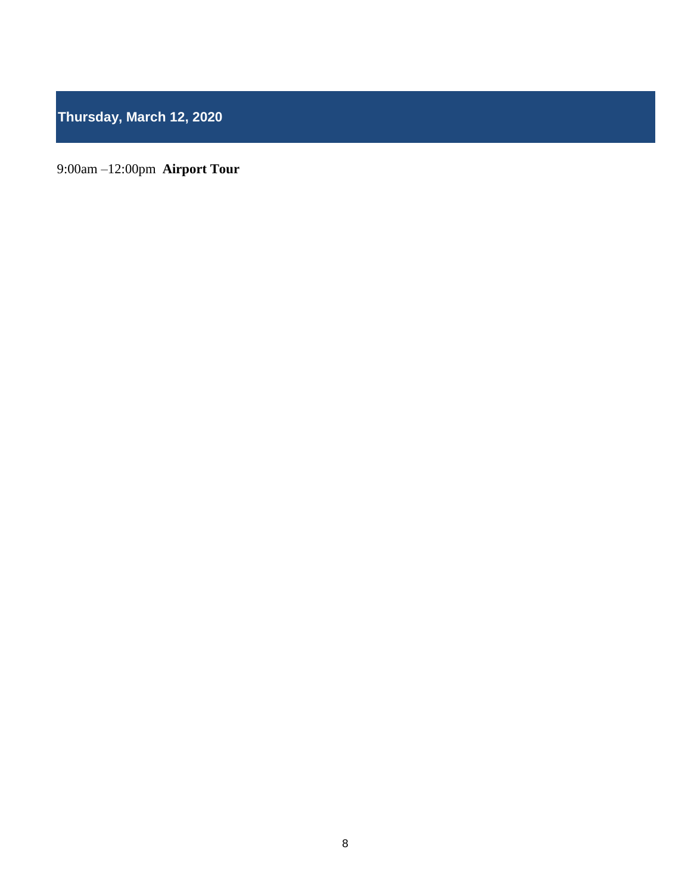## Thursday, March 12, 2020

9:00am –12:00pm **Airport Tour**